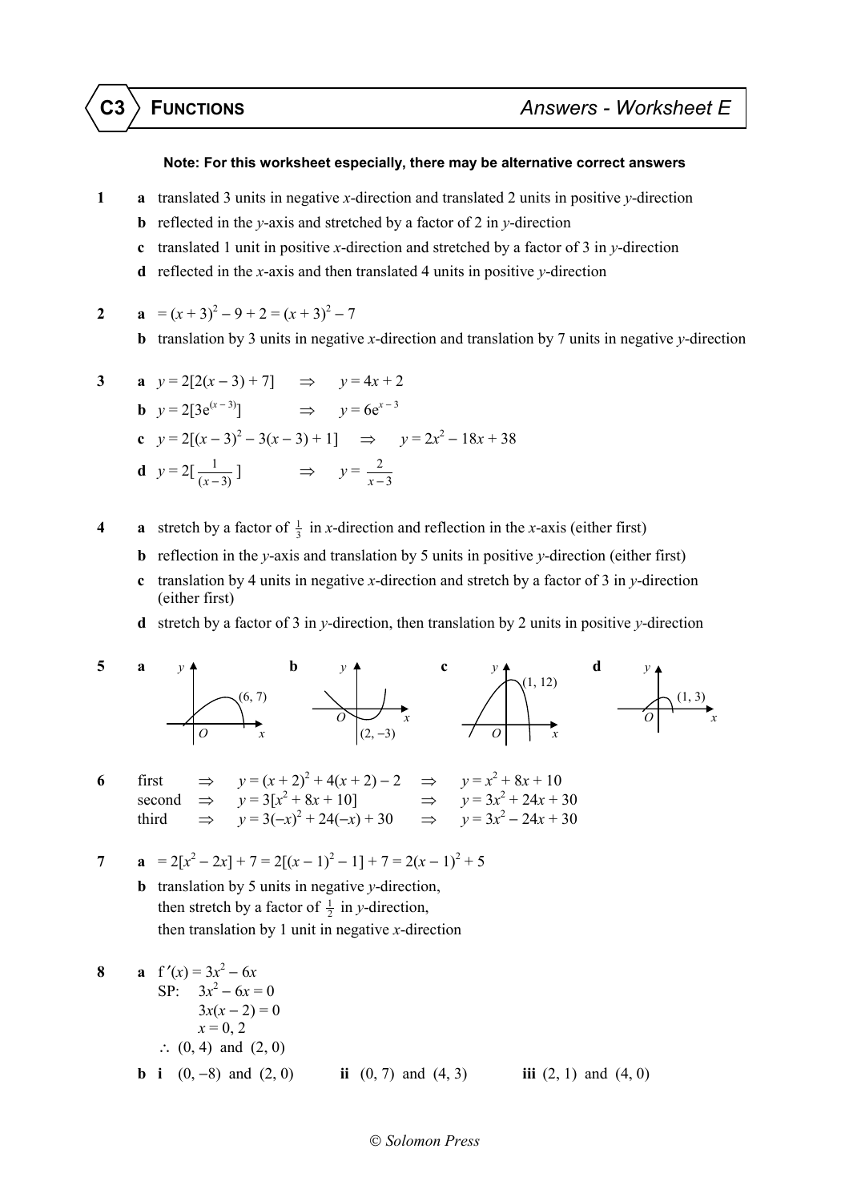# C3 FUNCTIONS — Answers - Worksheet E

**Note: For this worksheet especially, there may be alternative correct answers**

**1** **a** translated 3 units in negative $x$-direction and translated 2 units in positive $y$-direction

**b** reflected in the $y$-axis and stretched by a factor of 2 in $y$-direction

**c** translated 1 unit in positive $x$-direction and stretched by a factor of 3 in $y$-direction

**d** reflected in the $x$-axis and then translated 4 units in positive $y$-direction

**2** **a** $= (x + 3)^2 - 9 + 2 = (x + 3)^2 - 7$

**b** translation by 3 units in negative $x$-direction and translation by 7 units in negative $y$-direction

**3** **a** $y = 2[2(x - 3) + 7] \quad \Rightarrow \quad y = 4x + 2$

**b** $y = 2[3e^{(x-3)}] \quad \Rightarrow \quad y = 6e^{x-3}$

**c** $y = 2[(x - 3)^2 - 3(x - 3) + 1] \quad \Rightarrow \quad y = 2x^2 - 18x + 38$

**d** $y = 2[\frac{1}{(x-3)}] \quad \Rightarrow \quad y = \frac{2}{x-3}$

**4** **a** stretch by a factor of $\frac{1}{3}$ in $x$-direction and reflection in the $x$-axis (either first)

**b** reflection in the $y$-axis and translation by 5 units in positive $y$-direction (either first)

**c** translation by 4 units in negative $x$-direction and stretch by a factor of 3 in $y$-direction (either first)

**d** stretch by a factor of 3 in $y$-direction, then translation by 2 units in positive $y$-direction

**5** **a** (graph with maximum at $(6, 7)$) **b** (graph with minimum at $(2, -3)$) **c** (graph with maximum at $(1, 12)$) **d** (graph with maximum at $(1, 3)$)

**6**
first $\Rightarrow$ $y = (x + 2)^2 + 4(x + 2) - 2 \quad \Rightarrow \quad y = x^2 + 8x + 10$
second $\Rightarrow$ $y = 3[x^2 + 8x + 10] \quad \Rightarrow \quad y = 3x^2 + 24x + 30$
third $\Rightarrow$ $y = 3(-x)^2 + 24(-x) + 30 \quad \Rightarrow \quad y = 3x^2 - 24x + 30$

**7** **a** $= 2[x^2 - 2x] + 7 = 2[(x - 1)^2 - 1] + 7 = 2(x - 1)^2 + 5$

**b** translation by 5 units in negative $y$-direction,
then stretch by a factor of $\frac{1}{2}$ in $y$-direction,
then translation by 1 unit in negative $x$-direction

**8** **a** $f'(x) = 3x^2 - 6x$
SP: $3x^2 - 6x = 0$
$3x(x - 2) = 0$
$x = 0, 2$
$\therefore$ $(0, 4)$ and $(2, 0)$

**b** **i** $(0, -8)$ and $(2, 0)$ **ii** $(0, 7)$ and $(4, 3)$ **iii** $(2, 1)$ and $(4, 0)$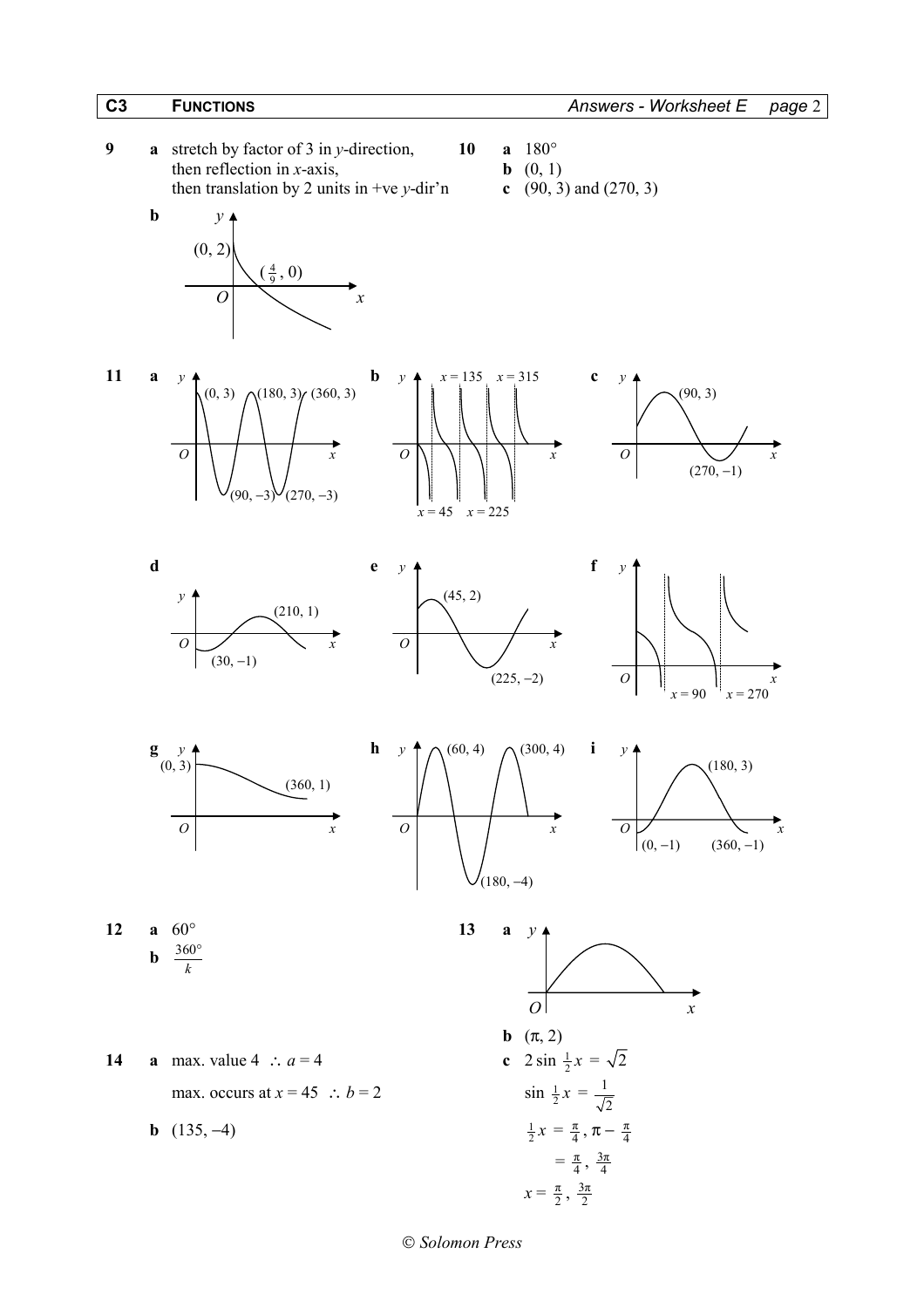**9** **a** stretch by factor of 3 in $y$-direction, then reflection in $x$-axis, then translation by 2 units in +ve $y$-dir'n

**b**

$y$
$(0, 2)$
$(\frac{4}{9}, 0)$
$O$
$x$

**10** **a** $180°$

**b** $(0, 1)$

**c** $(90, 3)$ and $(270, 3)$

**11** **a**

$y$
$(0, 3)$
$(180, 3)$
$(360, 3)$
$O$
$x$
$(90, -3)$
$(270, -3)$

**b**

$y$
$x = 135$
$x = 315$
$O$
$x$
$x = 45$
$x = 225$

**c**

$y$
$(90, 3)$
$O$
$x$
$(270, -1)$

**d**

$y$
$(210, 1)$
$O$
$x$
$(30, -1)$

**e**

$y$
$(45, 2)$
$O$
$x$
$(225, -2)$

**f**

$y$
$O$
$x$
$x = 90$
$x = 270$

**g**

$y$
$(0, 3)$
$(360, 1)$
$O$
$x$

**h**

$y$
$(60, 4)$
$(300, 4)$
$O$
$x$
$(180, -4)$

**i**

$y$
$(180, 3)$
$O$
$x$
$(0, -1)$
$(360, -1)$

**12** **a** $60°$

**b** $\frac{360°}{k}$

**13** **a**

$y$
$O$
$x$

**b** $(\pi, 2)$

**c** $2 \sin \frac{1}{2}x = \sqrt{2}$

$\sin \frac{1}{2}x = \frac{1}{\sqrt{2}}$

$\frac{1}{2}x = \frac{\pi}{4}, \pi - \frac{\pi}{4}$

$= \frac{\pi}{4}, \frac{3\pi}{4}$

$x = \frac{\pi}{2}, \frac{3\pi}{2}$

**14** **a** max. value 4 $\therefore a = 4$

max. occurs at $x = 45$ $\therefore b = 2$

**b** $(135, -4)$

© Solomon Press